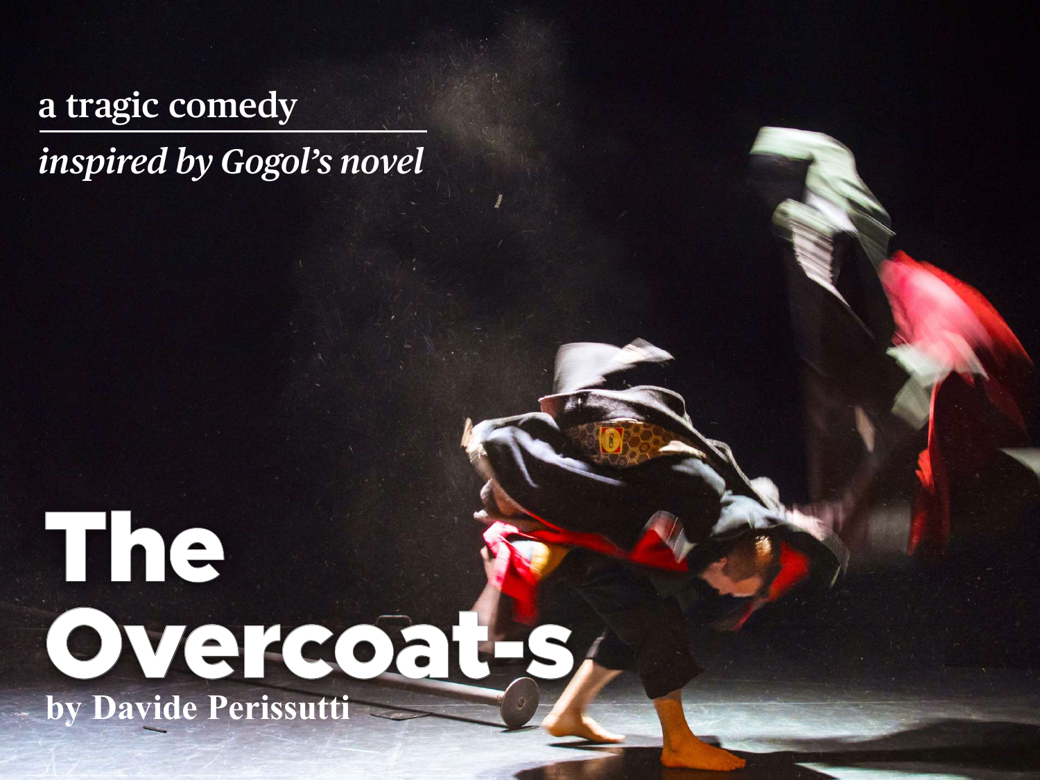a tragic comedy

*inspired by Gogol's novel*

# The Overcoat-s

**by Davide Perissutti**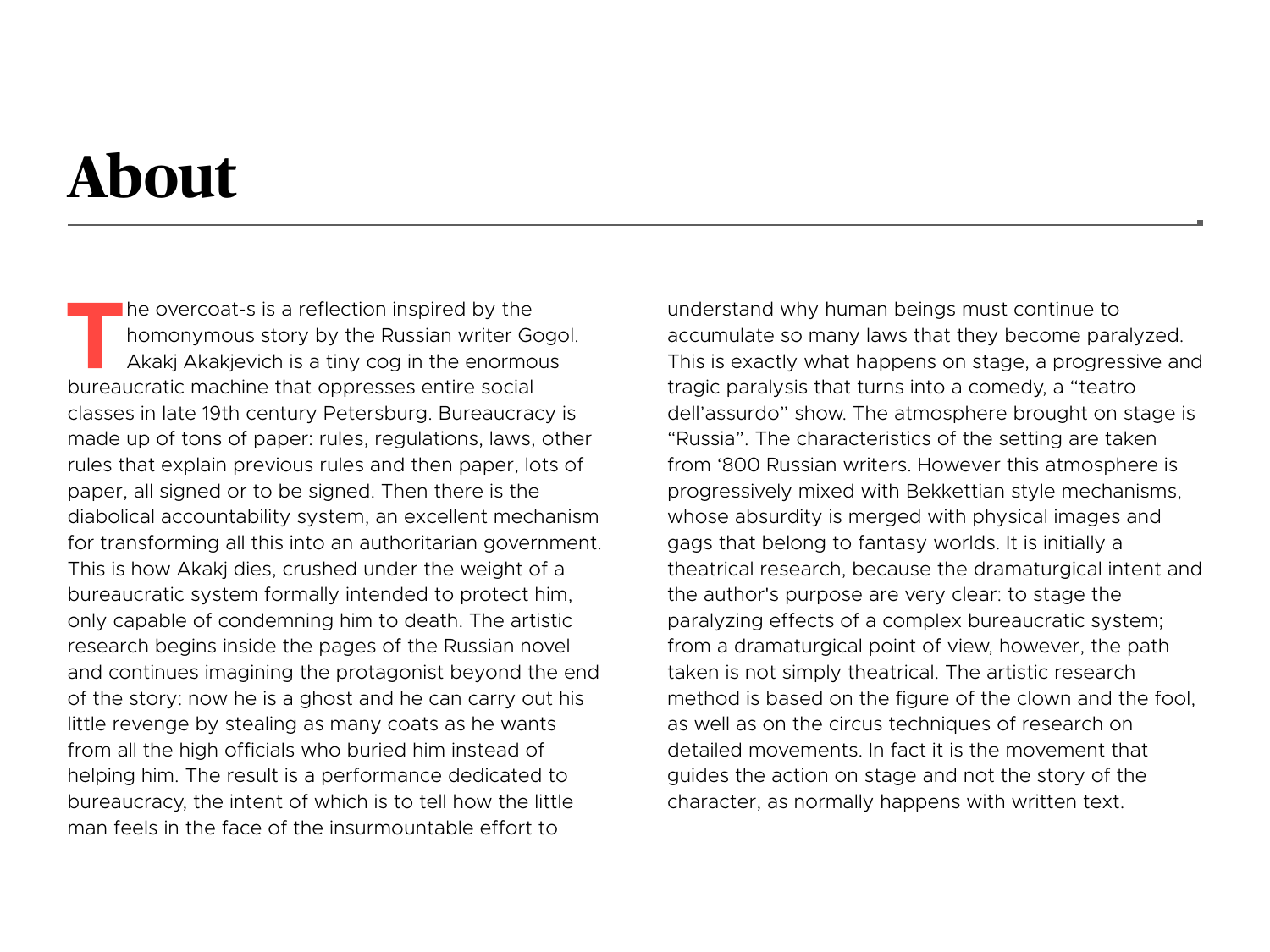# About

The overcoat-s is a reflection inspired by the homonymous story by the Russian writer Gogol. Akakj Akakjevich is a tiny cog in the enormous bureaucratic machine that oppresses entire social classes in late 19th century Petersburg. Bureaucracy is made up of tons of paper: rules, regulations, laws, other rules that explain previous rules and then paper, lots of paper, all signed or to be signed. Then there is the diabolical accountability system, an excellent mechanism for transforming all this into an authoritarian government. This is how Akakj dies, crushed under the weight of a bureaucratic system formally intended to protect him, only capable of condemning him to death. The artistic research begins inside the pages of the Russian novel and continues imagining the protagonist beyond the end of the story: now he is a ghost and he can carry out his little revenge by stealing as many coats as he wants from all the high officials who buried him instead of helping him. The result is a performance dedicated to bureaucracy, the intent of which is to tell how the little man feels in the face of the insurmountable effort to understand why human beings must continue to accumulate so many laws that they become paralyzed. This is exactly what happens on stage, a progressive and tragic paralysis that turns into a comedy, a "teatro dell'assurdo" show. The atmosphere brought on stage is "Russia". The characteristics of the setting are taken from '800 Russian writers. However this atmosphere is progressively mixed with Bekkettian style mechanisms, whose absurdity is merged with physical images and gags that belong to fantasy worlds. It is initially a theatrical research, because the dramaturgical intent and the author's purpose are very clear: to stage the paralyzing effects of a complex bureaucratic system; from a dramaturgical point of view, however, the path taken is not simply theatrical. The artistic research method is based on the figure of the clown and the fool, as well as on the circus techniques of research on detailed movements. In fact it is the movement that guides the action on stage and not the story of the character, as normally happens with written text.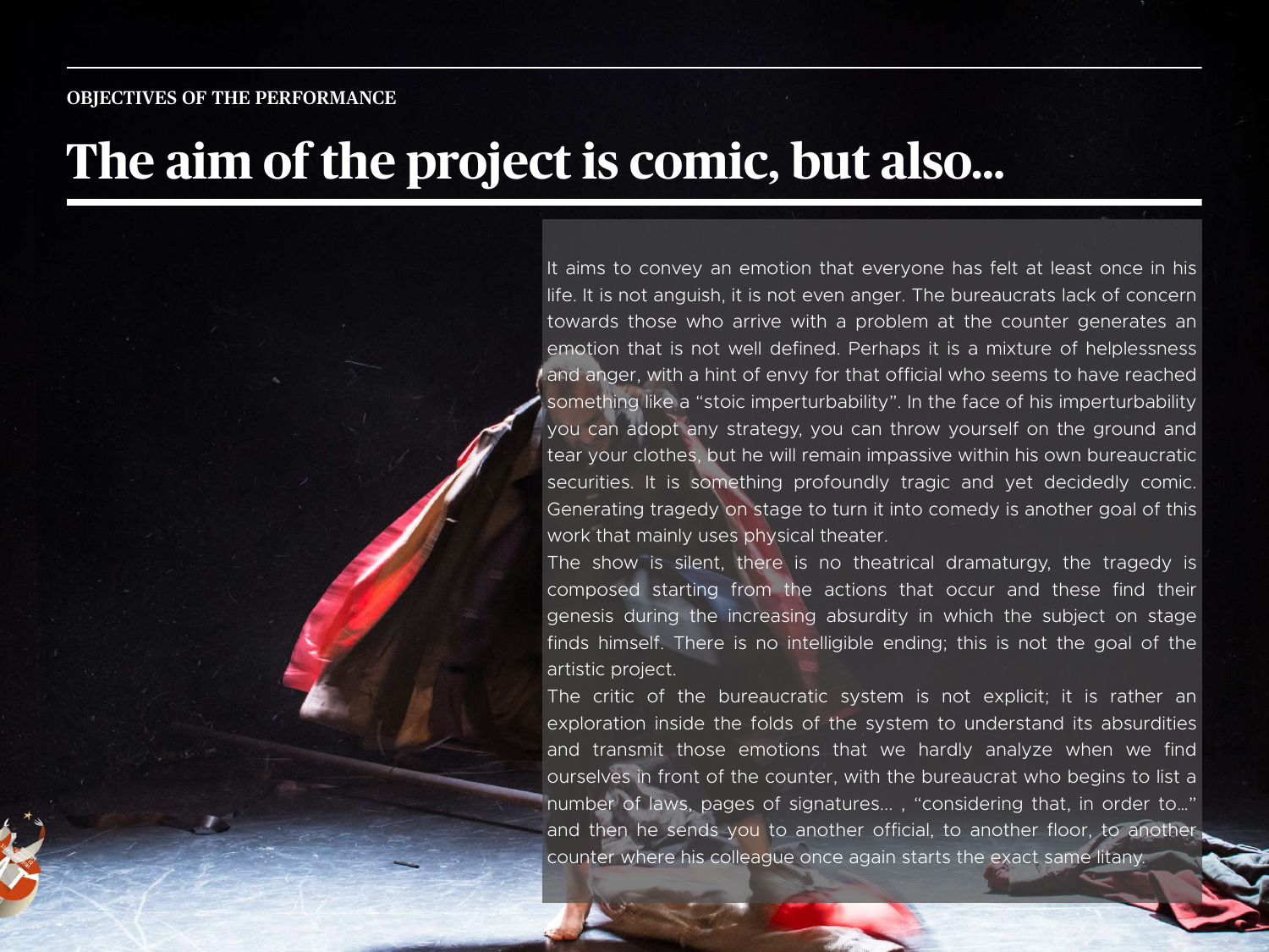OBJECTIVES OF THE PERFORMANCE

# The aim of the project is comic, but also...

It aims to convey an emotion that everyone has felt at least once in his life. It is not anguish, it is not even anger. The bureaucrats lack of concern towards those who arrive with a problem at the counter generates an emotion that is not well defined. Perhaps it is a mixture of helplessness and anger, with a hint of envy for that official who seems to have reached something like a "stoic imperturbability". In the face of his imperturbability you can adopt any strategy, you can throw yourself on the ground and tear your clothes, but he will remain impassive within his own bureaucratic securities. It is something profoundly tragic and yet decidedly comic. Generating tragedy on stage to turn it into comedy is another goal of this work that mainly uses physical theater.

The show is silent, there is no theatrical dramaturgy, the tragedy is composed starting from the actions that occur and these find their genesis during the increasing absurdity in which the subject on stage finds himself. There is no intelligible ending; this is not the goal of the artistic project.

The critic of the bureaucratic system is not explicit; it is rather an exploration inside the folds of the system to understand its absurdities and transmit those emotions that we hardly analyze when we find ourselves in front of the counter, with the bureaucrat who begins to list a number of laws, pages of signatures... , "considering that, in order to..." and then he sends you to another official, to another floor, to another counter where his colleague once again starts the exact same litany.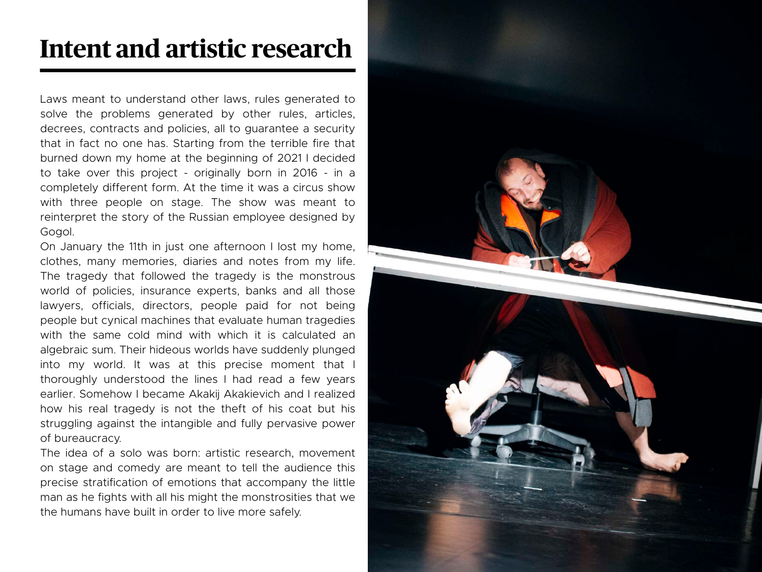# Intent and artistic research

Laws meant to understand other laws, rules generated to solve the problems generated by other rules, articles, decrees, contracts and policies, all to guarantee a security that in fact no one has. Starting from the terrible fire that burned down my home at the beginning of 2021 I decided to take over this project - originally born in 2016 - in a completely different form. At the time it was a circus show with three people on stage. The show was meant to reinterpret the story of the Russian employee designed by Gogol.

On January the 11th in just one afternoon I lost my home, clothes, many memories, diaries and notes from my life. The tragedy that followed the tragedy is the monstrous world of policies, insurance experts, banks and all those lawyers, officials, directors, people paid for not being people but cynical machines that evaluate human tragedies with the same cold mind with which it is calculated an algebraic sum. Their hideous worlds have suddenly plunged into my world. It was at this precise moment that I thoroughly understood the lines I had read a few years earlier. Somehow I became Akakij Akakievich and I realized how his real tragedy is not the theft of his coat but his struggling against the intangible and fully pervasive power of bureaucracy.

The idea of a solo was born: artistic research, movement on stage and comedy are meant to tell the audience this precise stratification of emotions that accompany the little man as he fights with all his might the monstrosities that we the humans have built in order to live more safely.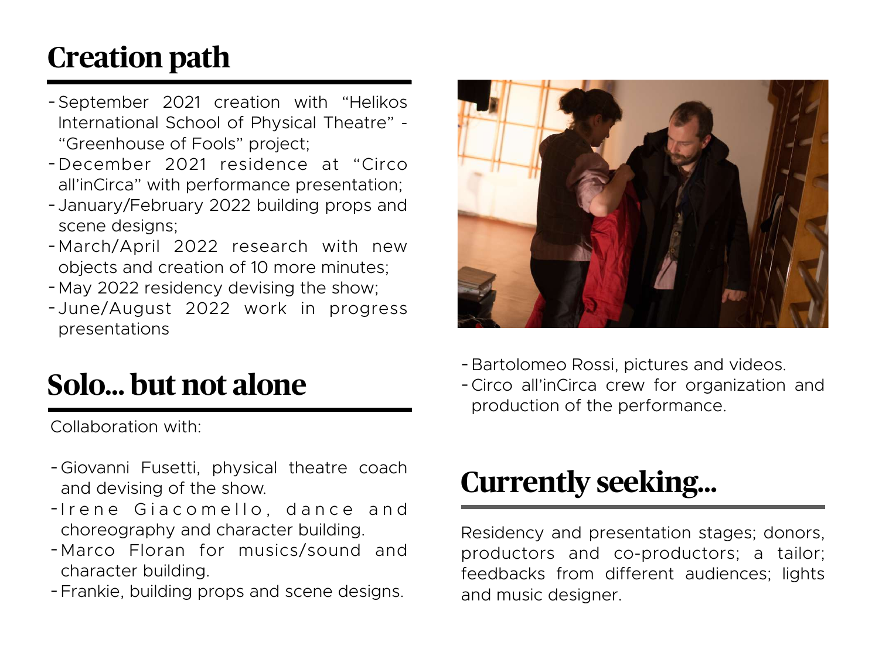## Creation path

- September 2021 creation with "Helikos International School of Physical Theatre" - "Greenhouse of Fools" project;
- December 2021 residence at "Circo all'inCirca" with performance presentation;
- January/February 2022 building props and scene designs;
- March/April 2022 research with new objects and creation of 10 more minutes;
- May 2022 residency devising the show;
- June/August 2022 work in progress presentations

## Solo... but not alone

Collaboration with:

- Giovanni Fusetti, physical theatre coach and devising of the show.
- Irene Giacomello, dance and choreography and character building.
- Marco Floran for musics/sound and character building.
- Frankie, building props and scene designs.
- Bartolomeo Rossi, pictures and videos.
- Circo all'inCirca crew for organization and production of the performance.

## Currently seeking...

Residency and presentation stages; donors, productors and co-productors; a tailor; feedbacks from different audiences; lights and music designer.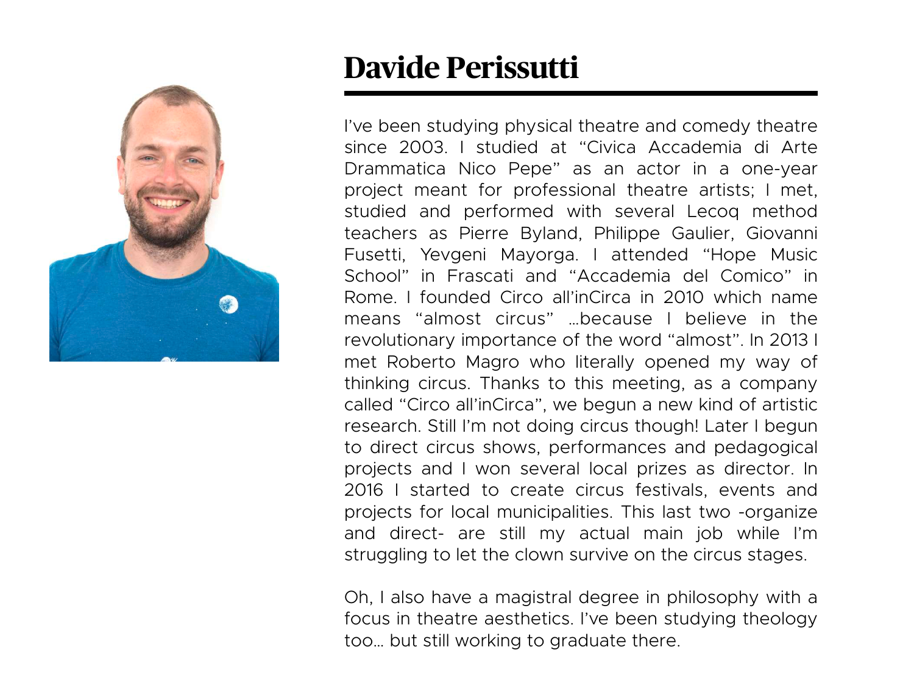# Davide Perissutti

I've been studying physical theatre and comedy theatre since 2003. I studied at "Civica Accademia di Arte Drammatica Nico Pepe" as an actor in a one-year project meant for professional theatre artists; I met, studied and performed with several Lecoq method teachers as Pierre Byland, Philippe Gaulier, Giovanni Fusetti, Yevgeni Mayorga. I attended "Hope Music School" in Frascati and "Accademia del Comico" in Rome. I founded Circo all'inCirca in 2010 which name means "almost circus" …because I believe in the revolutionary importance of the word "almost". In 2013 I met Roberto Magro who literally opened my way of thinking circus. Thanks to this meeting, as a company called "Circo all'inCirca", we begun a new kind of artistic research. Still I'm not doing circus though! Later I begun to direct circus shows, performances and pedagogical projects and I won several local prizes as director. In 2016 I started to create circus festivals, events and projects for local municipalities. This last two -organize and direct- are still my actual main job while I'm struggling to let the clown survive on the circus stages.

Oh, I also have a magistral degree in philosophy with a focus in theatre aesthetics. I've been studying theology too… but still working to graduate there.